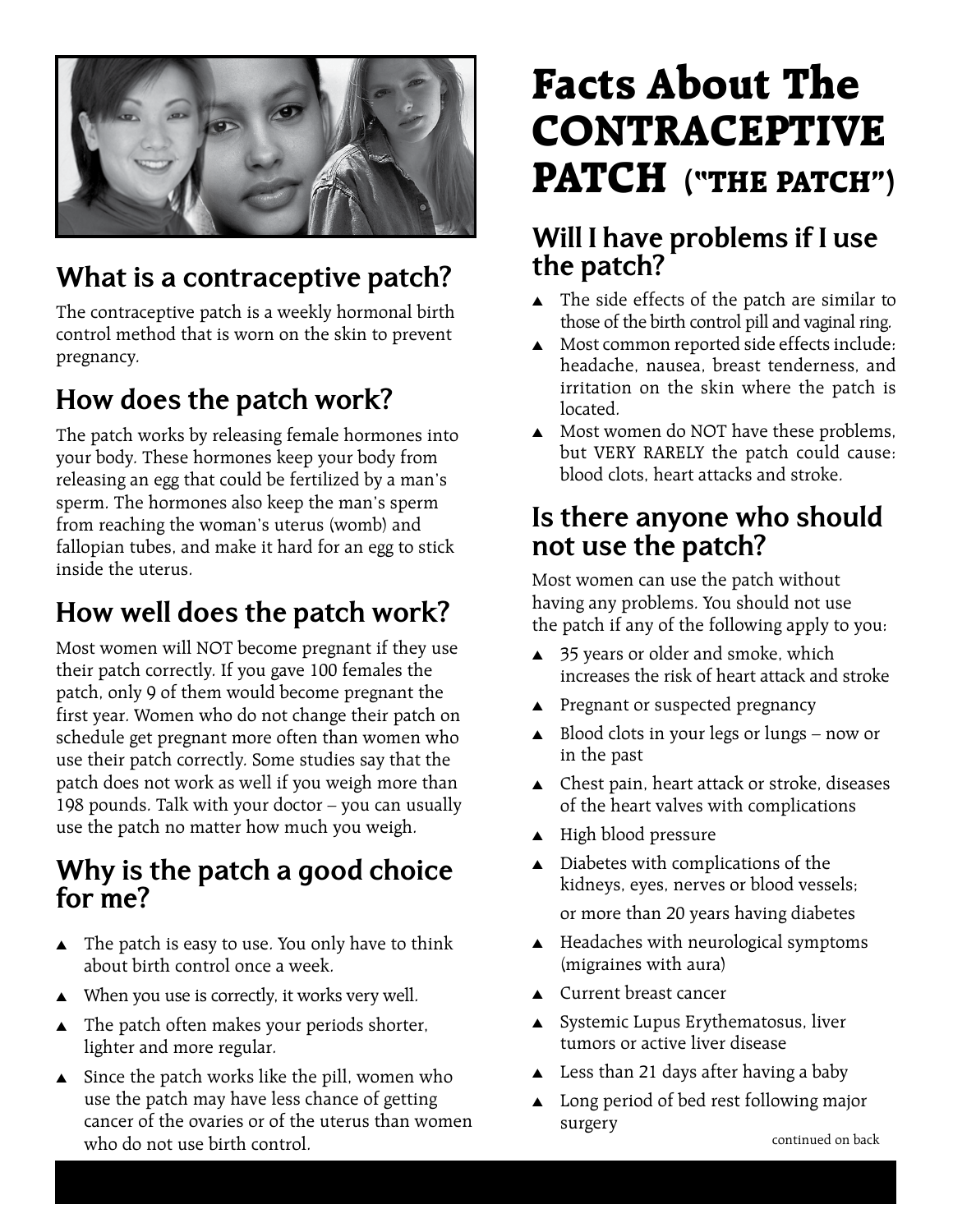# Facts About The CONTRACEPTIVE PATCH ("THE PATCH")

## What is a contraceptive patch?

The contraceptive patch is a weekly hormonal birth control method that is worn on the skin to prevent pregnancy.

## How does the patch work?

The patch works by releasing female hormones into your body. These hormones keep your body from releasing an egg that could be fertilized by a man's sperm. The hormones also keep the man's sperm from reaching the woman's uterus (womb) and fallopian tubes, and make it hard for an egg to stick inside the uterus.

## How well does the patch work?

Most women will NOT become pregnant if they use their patch correctly. If you gave 100 females the patch, only 9 of them would become pregnant the first year. Women who do not change their patch on schedule get pregnant more often than women who use their patch correctly. Some studies say that the patch does not work as well if you weigh more than 198 pounds. Talk with your doctor – you can usually use the patch no matter how much you weigh.

## Why is the patch a good choice for me?

- The patch is easy to use. You only have to think about birth control once a week.
- When you use is correctly, it works very well.
- The patch often makes your periods shorter, lighter and more regular.
- Since the patch works like the pill, women who use the patch may have less chance of getting cancer of the ovaries or of the uterus than women who do not use birth control.

## Will I have problems if I use the patch?

- The side effects of the patch are similar to those of the birth control pill and vaginal ring.
- Most common reported side effects include: headache, nausea, breast tenderness, and irritation on the skin where the patch is located.
- Most women do NOT have these problems, but VERY RARELY the patch could cause: blood clots, heart attacks and stroke.

## Is there anyone who should not use the patch?

Most women can use the patch without having any problems. You should not use the patch if any of the following apply to you:

- 35 years or older and smoke, which increases the risk of heart attack and stroke
- Pregnant or suspected pregnancy
- Blood clots in your legs or lungs – now or in the past
- Chest pain, heart attack or stroke, diseases of the heart valves with complications
- High blood pressure
- Diabetes with complications of the kidneys, eyes, nerves or blood vessels; or more than 20 years having diabetes
- Headaches with neurological symptoms (migraines with aura)
- Current breast cancer
- Systemic Lupus Erythematosus, liver tumors or active liver disease
- Less than 21 days after having a baby
- Long period of bed rest following major surgery

continued on back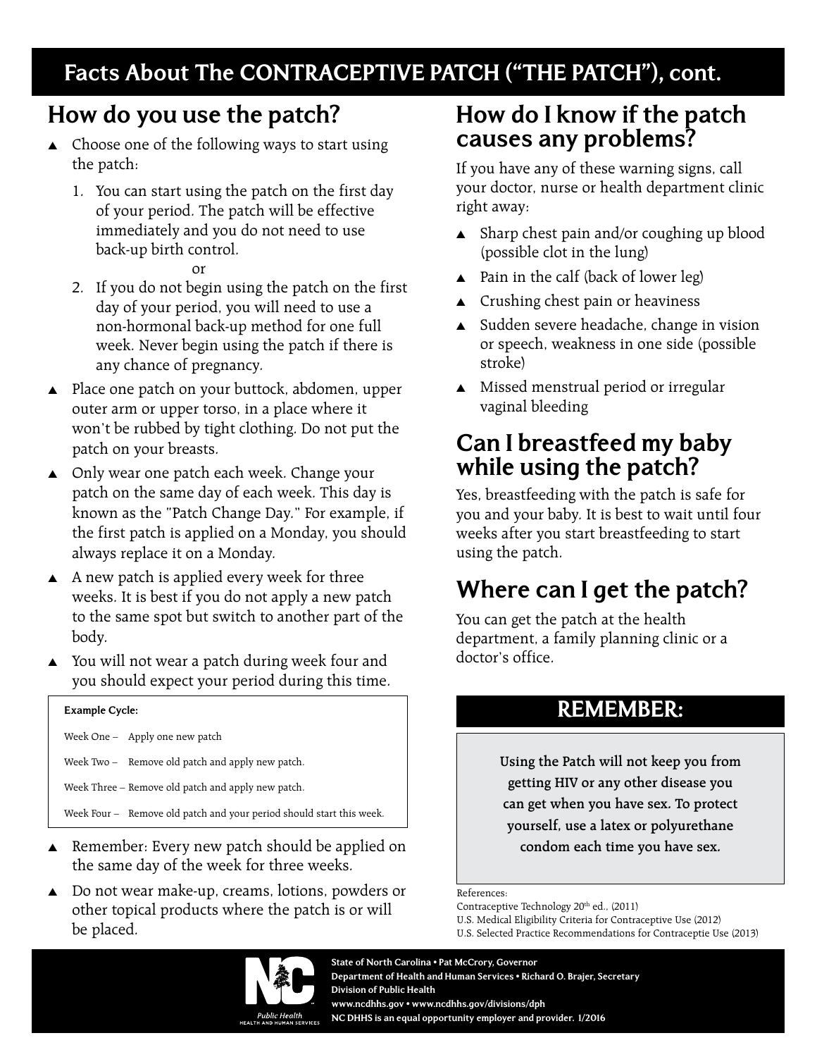# Facts About The CONTRACEPTIVE PATCH ("THE PATCH"), cont.

## How do you use the patch?

- Choose one of the following ways to start using the patch:
  1. You can start using the patch on the first day of your period. The patch will be effective immediately and you do not need to use back-up birth control.

     or

  2. If you do not begin using the patch on the first day of your period, you will need to use a non-hormonal back-up method for one full week. Never begin using the patch if there is any chance of pregnancy.
- Place one patch on your buttock, abdomen, upper outer arm or upper torso, in a place where it won't be rubbed by tight clothing. Do not put the patch on your breasts.
- Only wear one patch each week. Change your patch on the same day of each week. This day is known as the "Patch Change Day." For example, if the first patch is applied on a Monday, you should always replace it on a Monday.
- A new patch is applied every week for three weeks. It is best if you do not apply a new patch to the same spot but switch to another part of the body.
- You will not wear a patch during week four and you should expect your period during this time.

**Example Cycle:**

Week One – Apply one new patch

Week Two – Remove old patch and apply new patch.

Week Three – Remove old patch and apply new patch.

Week Four – Remove old patch and your period should start this week.

- Remember: Every new patch should be applied on the same day of the week for three weeks.
- Do not wear make-up, creams, lotions, powders or other topical products where the patch is or will be placed.

## How do I know if the patch causes any problems?

If you have any of these warning signs, call your doctor, nurse or health department clinic right away:

- Sharp chest pain and/or coughing up blood (possible clot in the lung)
- Pain in the calf (back of lower leg)
- Crushing chest pain or heaviness
- Sudden severe headache, change in vision or speech, weakness in one side (possible stroke)
- Missed menstrual period or irregular vaginal bleeding

## Can I breastfeed my baby while using the patch?

Yes, breastfeeding with the patch is safe for you and your baby. It is best to wait until four weeks after you start breastfeeding to start using the patch.

## Where can I get the patch?

You can get the patch at the health department, a family planning clinic or a doctor's office.

## REMEMBER:

**Using the Patch will not keep you from getting HIV or any other disease you can get when you have sex. To protect yourself, use a latex or polyurethane condom each time you have sex.**

References:
Contraceptive Technology 20th ed., (2011)
U.S. Medical Eligibility Criteria for Contraceptive Use (2012)
U.S. Selected Practice Recommendations for Contraceptie Use (2013)

**State of North Carolina • Pat McCrory, Governor**
**Department of Health and Human Services • Richard O. Brajer, Secretary**
**Division of Public Health**
**www.ncdhhs.gov • www.ncdhhs.gov/divisions/dph**
**NC DHHS is an equal opportunity employer and provider. 1/2016**